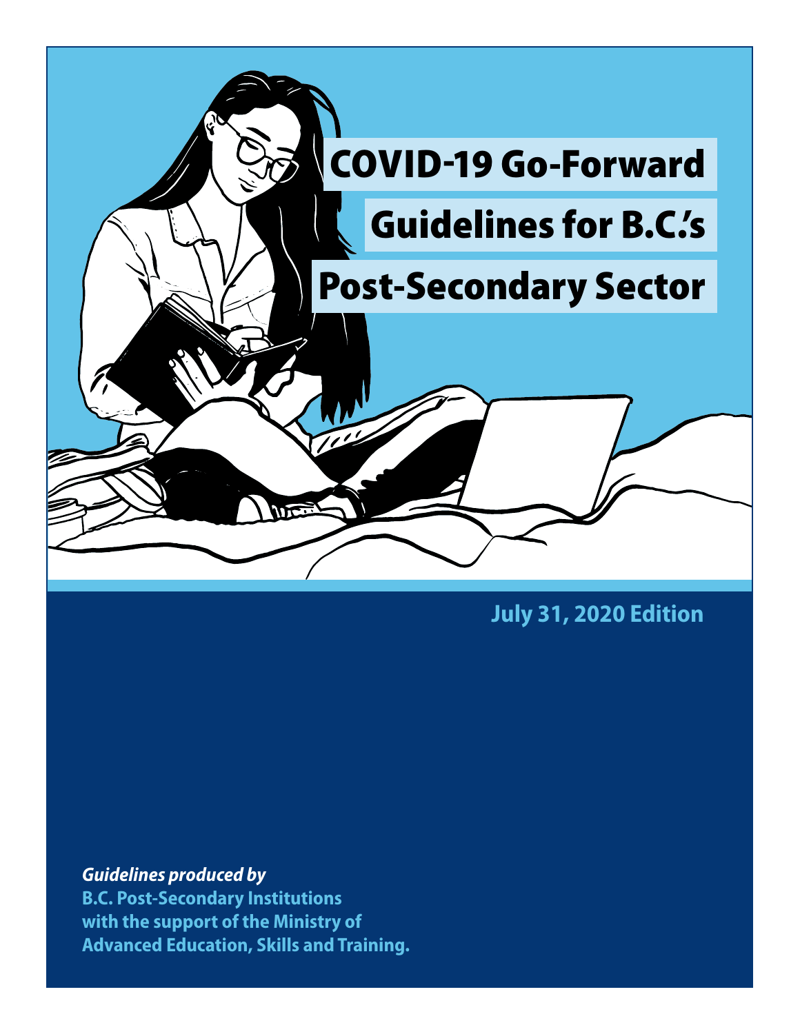# COVID-19 Go-Forward Guidelines for B.C.'s Post-Secondary Sector

**July 31, 2020 Edition**

***Guidelines produced by***
**B.C. Post-Secondary Institutions with the support of the Ministry of Advanced Education, Skills and Training.**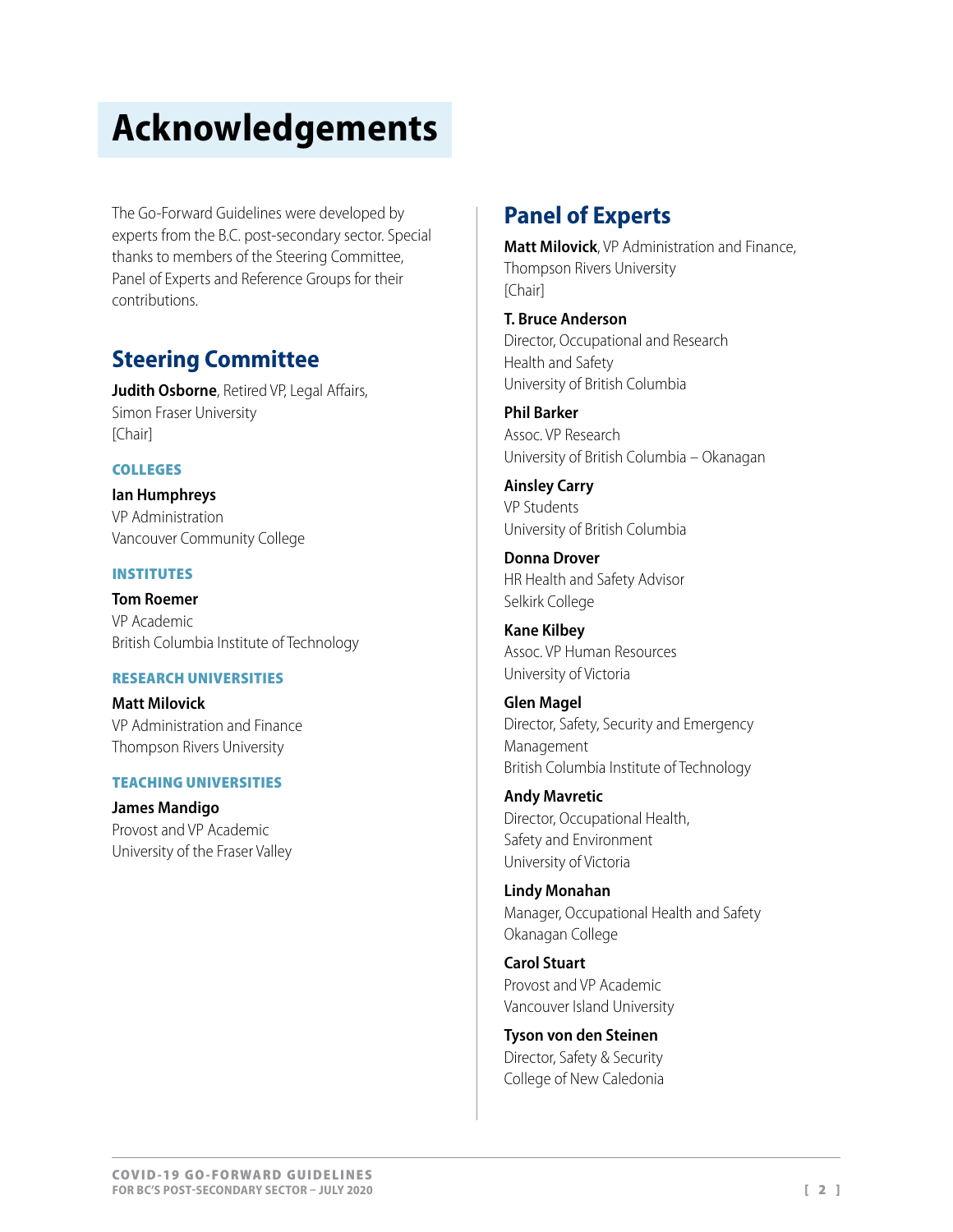# Acknowledgements

The Go-Forward Guidelines were developed by experts from the B.C. post-secondary sector. Special thanks to members of the Steering Committee, Panel of Experts and Reference Groups for their contributions.

## Steering Committee

**Judith Osborne**, Retired VP, Legal Affairs,
Simon Fraser University
[Chair]

### COLLEGES

**Ian Humphreys**
VP Administration
Vancouver Community College

### INSTITUTES

**Tom Roemer**
VP Academic
British Columbia Institute of Technology

### RESEARCH UNIVERSITIES

**Matt Milovick**
VP Administration and Finance
Thompson Rivers University

### TEACHING UNIVERSITIES

**James Mandigo**
Provost and VP Academic
University of the Fraser Valley

## Panel of Experts

**Matt Milovick**, VP Administration and Finance,
Thompson Rivers University
[Chair]

**T. Bruce Anderson**
Director, Occupational and Research Health and Safety
University of British Columbia

**Phil Barker**
Assoc. VP Research
University of British Columbia – Okanagan

**Ainsley Carry**
VP Students
University of British Columbia

**Donna Drover**
HR Health and Safety Advisor
Selkirk College

**Kane Kilbey**
Assoc. VP Human Resources
University of Victoria

**Glen Magel**
Director, Safety, Security and Emergency Management
British Columbia Institute of Technology

**Andy Mavretic**
Director, Occupational Health, Safety and Environment
University of Victoria

**Lindy Monahan**
Manager, Occupational Health and Safety
Okanagan College

**Carol Stuart**
Provost and VP Academic
Vancouver Island University

**Tyson von den Steinen**
Director, Safety & Security
College of New Caledonia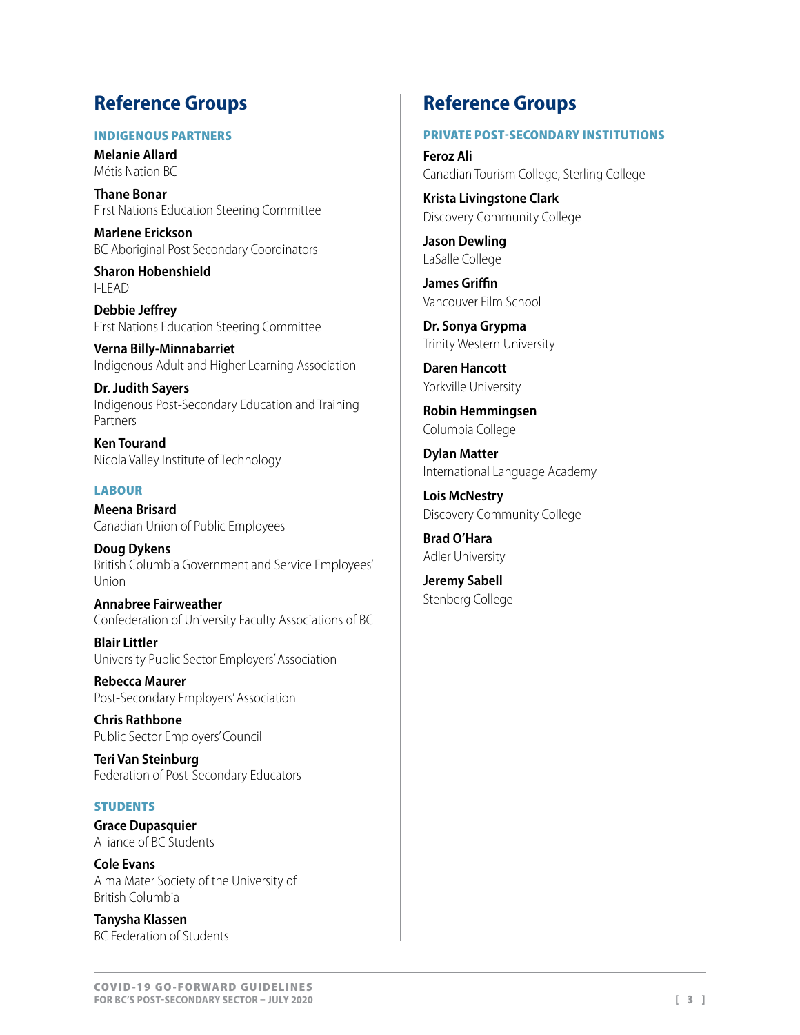## Reference Groups

### INDIGENOUS PARTNERS

**Melanie Allard**
Métis Nation BC

**Thane Bonar**
First Nations Education Steering Committee

**Marlene Erickson**
BC Aboriginal Post Secondary Coordinators

**Sharon Hobenshield**
I-LEAD

**Debbie Jeffrey**
First Nations Education Steering Committee

**Verna Billy-Minnabarriet**
Indigenous Adult and Higher Learning Association

**Dr. Judith Sayers**
Indigenous Post-Secondary Education and Training Partners

**Ken Tourand**
Nicola Valley Institute of Technology

### LABOUR

**Meena Brisard**
Canadian Union of Public Employees

**Doug Dykens**
British Columbia Government and Service Employees' Union

**Annabree Fairweather**
Confederation of University Faculty Associations of BC

**Blair Littler**
University Public Sector Employers' Association

**Rebecca Maurer**
Post-Secondary Employers' Association

**Chris Rathbone**
Public Sector Employers' Council

**Teri Van Steinburg**
Federation of Post-Secondary Educators

### STUDENTS

**Grace Dupasquier**
Alliance of BC Students

**Cole Evans**
Alma Mater Society of the University of British Columbia

**Tanysha Klassen**
BC Federation of Students

## Reference Groups

### PRIVATE POST-SECONDARY INSTITUTIONS

**Feroz Ali**
Canadian Tourism College, Sterling College

**Krista Livingstone Clark**
Discovery Community College

**Jason Dewling**
LaSalle College

**James Griffin**
Vancouver Film School

**Dr. Sonya Grypma**
Trinity Western University

**Daren Hancott**
Yorkville University

**Robin Hemmingsen**
Columbia College

**Dylan Matter**
International Language Academy

**Lois McNestry**
Discovery Community College

**Brad O'Hara**
Adler University

**Jeremy Sabell**
Stenberg College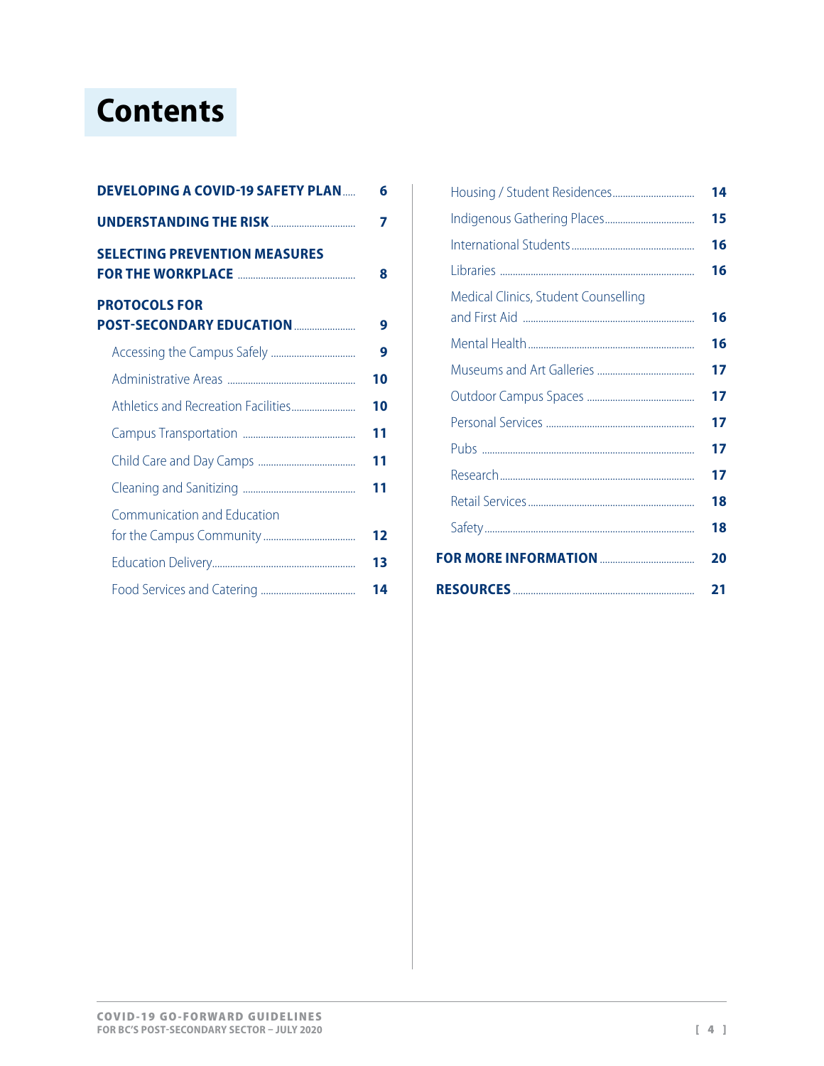# Contents

| | |
|---|---|
| **DEVELOPING A COVID-19 SAFETY PLAN** | **6** |
| **UNDERSTANDING THE RISK** | **7** |
| **SELECTING PREVENTION MEASURES FOR THE WORKPLACE** | **8** |
| **PROTOCOLS FOR POST-SECONDARY EDUCATION** | **9** |
| Accessing the Campus Safely | 9 |
| Administrative Areas | 10 |
| Athletics and Recreation Facilities | 10 |
| Campus Transportation | 11 |
| Child Care and Day Camps | 11 |
| Cleaning and Sanitizing | 11 |
| Communication and Education for the Campus Community | 12 |
| Education Delivery | 13 |
| Food Services and Catering | 14 |
| Housing / Student Residences | 14 |
| Indigenous Gathering Places | 15 |
| International Students | 16 |
| Libraries | 16 |
| Medical Clinics, Student Counselling and First Aid | 16 |
| Mental Health | 16 |
| Museums and Art Galleries | 17 |
| Outdoor Campus Spaces | 17 |
| Personal Services | 17 |
| Pubs | 17 |
| Research | 17 |
| Retail Services | 18 |
| Safety | 18 |
| **FOR MORE INFORMATION** | **20** |
| **RESOURCES** | **21** |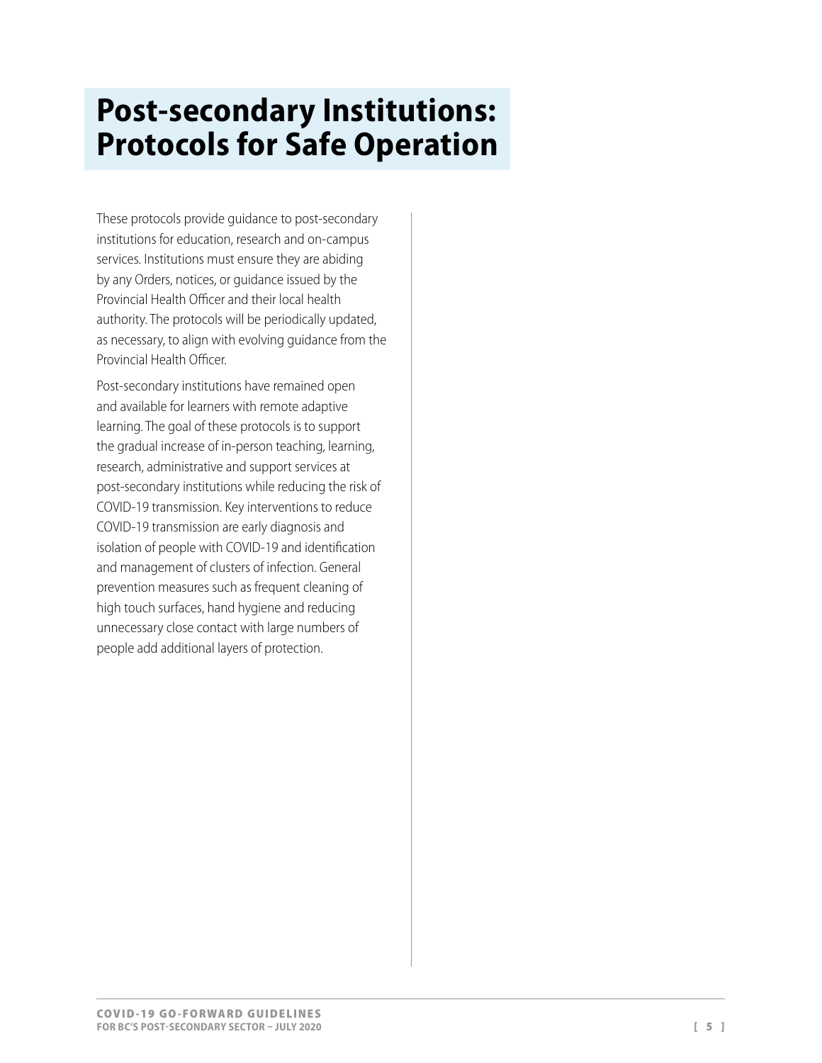# Post-secondary Institutions: Protocols for Safe Operation

These protocols provide guidance to post-secondary institutions for education, research and on-campus services. Institutions must ensure they are abiding by any Orders, notices, or guidance issued by the Provincial Health Officer and their local health authority. The protocols will be periodically updated, as necessary, to align with evolving guidance from the Provincial Health Officer.

Post-secondary institutions have remained open and available for learners with remote adaptive learning. The goal of these protocols is to support the gradual increase of in-person teaching, learning, research, administrative and support services at post-secondary institutions while reducing the risk of COVID-19 transmission. Key interventions to reduce COVID-19 transmission are early diagnosis and isolation of people with COVID-19 and identification and management of clusters of infection. General prevention measures such as frequent cleaning of high touch surfaces, hand hygiene and reducing unnecessary close contact with large numbers of people add additional layers of protection.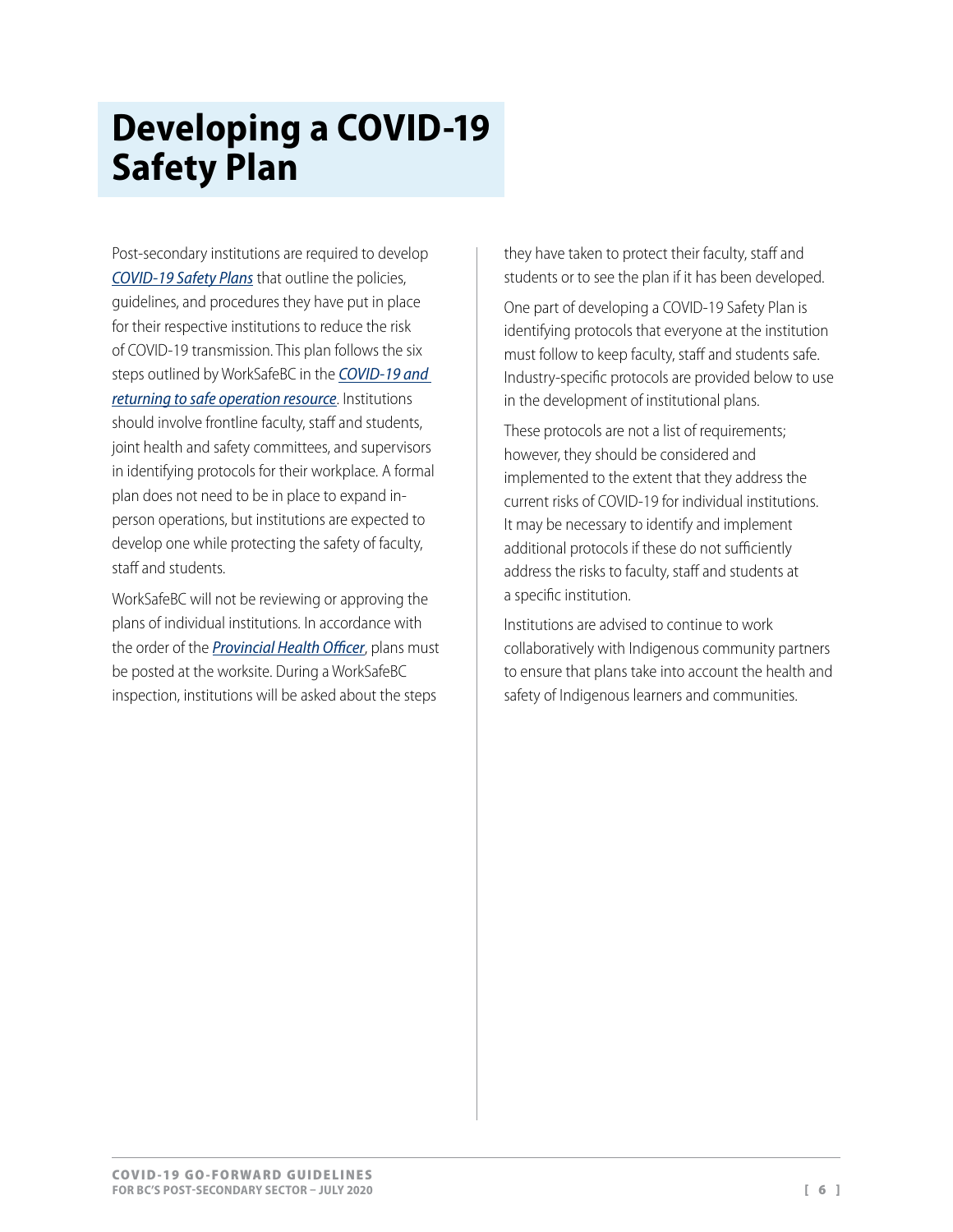# Developing a COVID-19 Safety Plan

Post-secondary institutions are required to develop *COVID-19 Safety Plans* that outline the policies, guidelines, and procedures they have put in place for their respective institutions to reduce the risk of COVID-19 transmission. This plan follows the six steps outlined by WorkSafeBC in the *COVID-19 and returning to safe operation resource*. Institutions should involve frontline faculty, staff and students, joint health and safety committees, and supervisors in identifying protocols for their workplace. A formal plan does not need to be in place to expand in-person operations, but institutions are expected to develop one while protecting the safety of faculty, staff and students.

WorkSafeBC will not be reviewing or approving the plans of individual institutions. In accordance with the order of the *Provincial Health Officer*, plans must be posted at the worksite. During a WorkSafeBC inspection, institutions will be asked about the steps they have taken to protect their faculty, staff and students or to see the plan if it has been developed.

One part of developing a COVID-19 Safety Plan is identifying protocols that everyone at the institution must follow to keep faculty, staff and students safe. Industry-specific protocols are provided below to use in the development of institutional plans.

These protocols are not a list of requirements; however, they should be considered and implemented to the extent that they address the current risks of COVID-19 for individual institutions. It may be necessary to identify and implement additional protocols if these do not sufficiently address the risks to faculty, staff and students at a specific institution.

Institutions are advised to continue to work collaboratively with Indigenous community partners to ensure that plans take into account the health and safety of Indigenous learners and communities.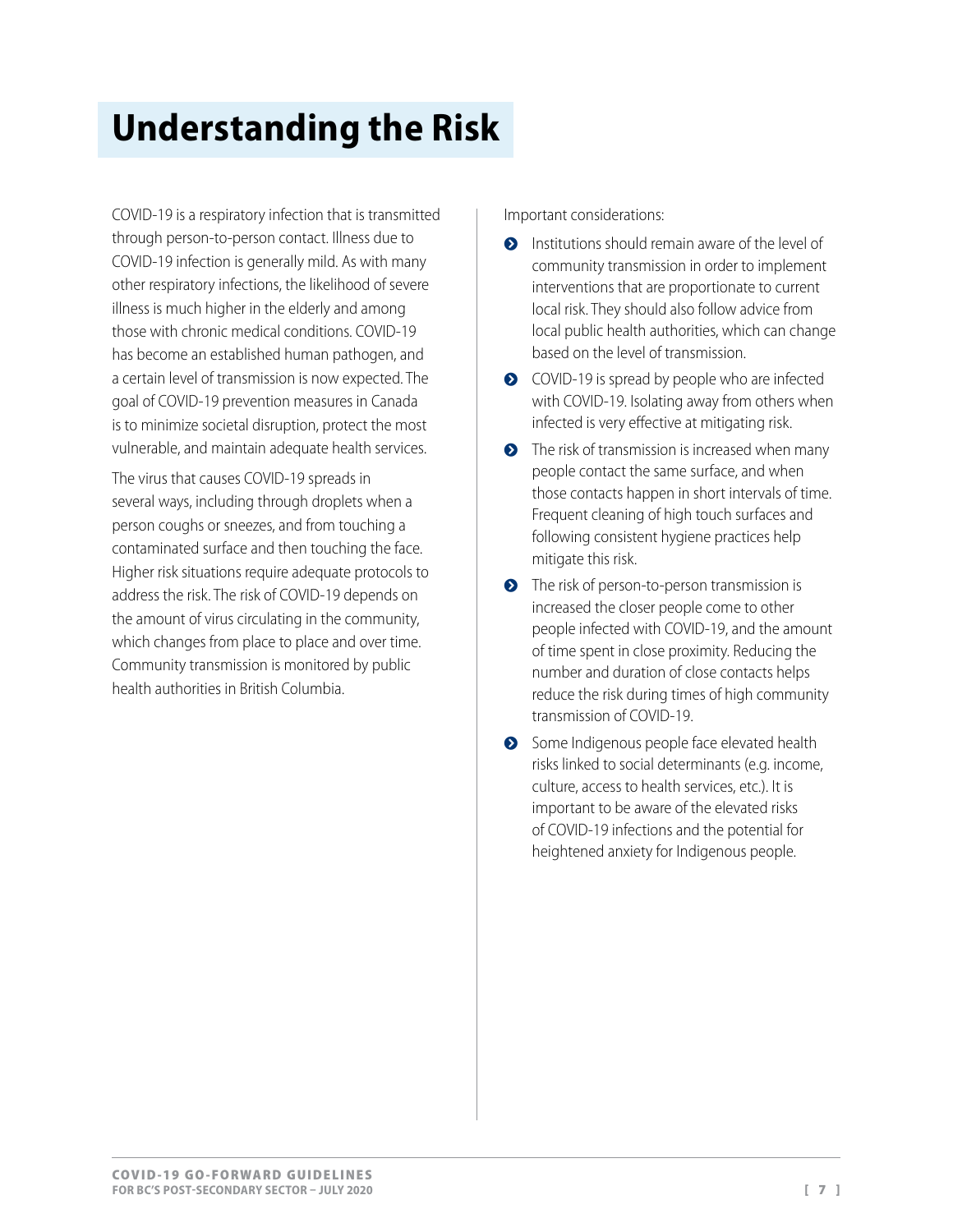# Understanding the Risk

COVID-19 is a respiratory infection that is transmitted through person-to-person contact. Illness due to COVID-19 infection is generally mild. As with many other respiratory infections, the likelihood of severe illness is much higher in the elderly and among those with chronic medical conditions. COVID-19 has become an established human pathogen, and a certain level of transmission is now expected. The goal of COVID-19 prevention measures in Canada is to minimize societal disruption, protect the most vulnerable, and maintain adequate health services.

The virus that causes COVID-19 spreads in several ways, including through droplets when a person coughs or sneezes, and from touching a contaminated surface and then touching the face. Higher risk situations require adequate protocols to address the risk. The risk of COVID-19 depends on the amount of virus circulating in the community, which changes from place to place and over time. Community transmission is monitored by public health authorities in British Columbia.

Important considerations:

- Institutions should remain aware of the level of community transmission in order to implement interventions that are proportionate to current local risk. They should also follow advice from local public health authorities, which can change based on the level of transmission.
- COVID-19 is spread by people who are infected with COVID-19. Isolating away from others when infected is very effective at mitigating risk.
- The risk of transmission is increased when many people contact the same surface, and when those contacts happen in short intervals of time. Frequent cleaning of high touch surfaces and following consistent hygiene practices help mitigate this risk.
- The risk of person-to-person transmission is increased the closer people come to other people infected with COVID-19, and the amount of time spent in close proximity. Reducing the number and duration of close contacts helps reduce the risk during times of high community transmission of COVID-19.
- Some Indigenous people face elevated health risks linked to social determinants (e.g. income, culture, access to health services, etc.). It is important to be aware of the elevated risks of COVID-19 infections and the potential for heightened anxiety for Indigenous people.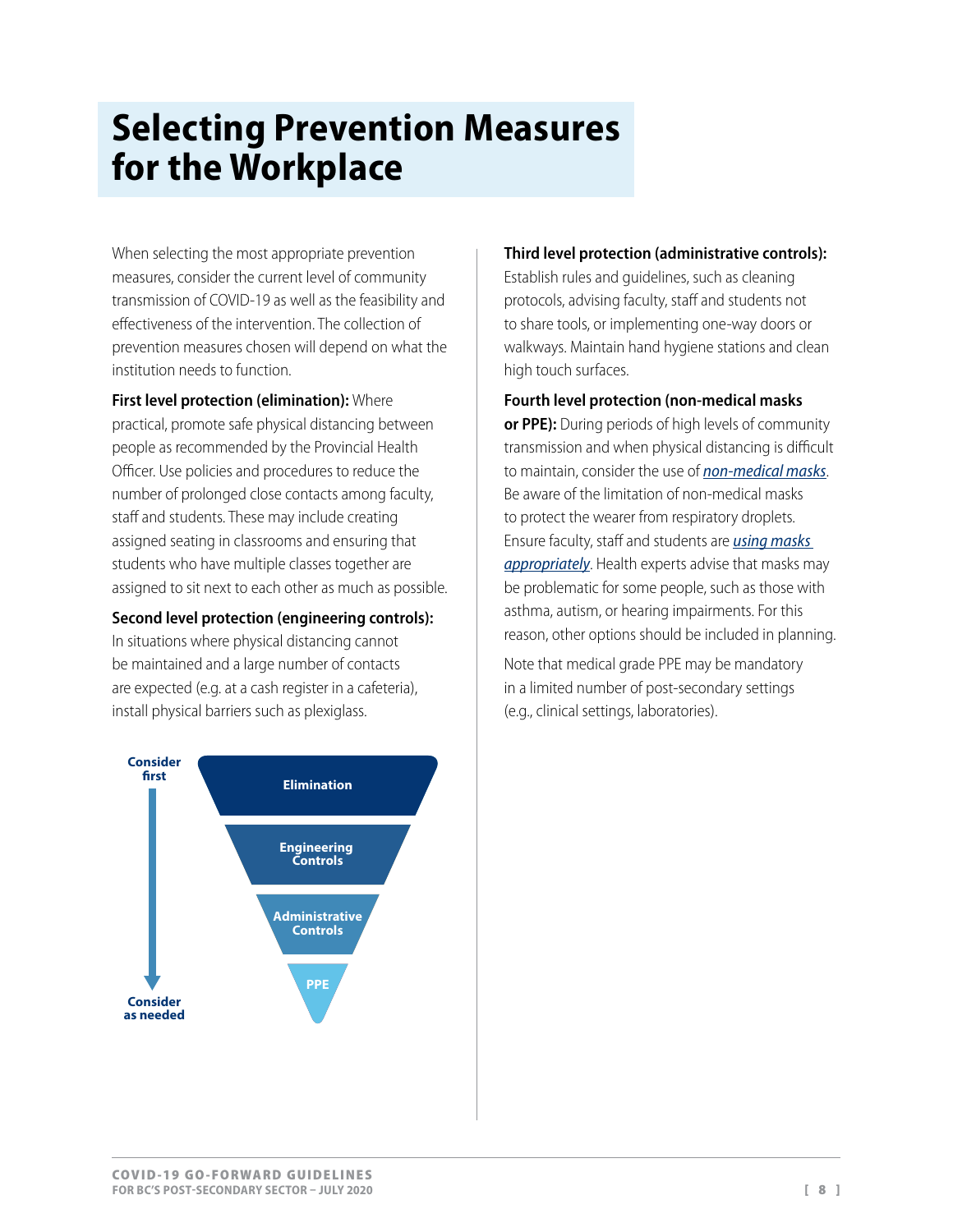# Selecting Prevention Measures for the Workplace

When selecting the most appropriate prevention measures, consider the current level of community transmission of COVID-19 as well as the feasibility and effectiveness of the intervention. The collection of prevention measures chosen will depend on what the institution needs to function.

**First level protection (elimination):** Where practical, promote safe physical distancing between people as recommended by the Provincial Health Officer. Use policies and procedures to reduce the number of prolonged close contacts among faculty, staff and students. These may include creating assigned seating in classrooms and ensuring that students who have multiple classes together are assigned to sit next to each other as much as possible.

**Second level protection (engineering controls):** In situations where physical distancing cannot be maintained and a large number of contacts are expected (e.g. at a cash register in a cafeteria), install physical barriers such as plexiglass.

Consider first → Consider as needed

- Elimination
- Engineering Controls
- Administrative Controls
- PPE

**Third level protection (administrative controls):** Establish rules and guidelines, such as cleaning protocols, advising faculty, staff and students not to share tools, or implementing one-way doors or walkways. Maintain hand hygiene stations and clean high touch surfaces.

**Fourth level protection (non-medical masks or PPE):** During periods of high levels of community transmission and when physical distancing is difficult to maintain, consider the use of *non-medical masks*. Be aware of the limitation of non-medical masks to protect the wearer from respiratory droplets. Ensure faculty, staff and students are *using masks appropriately*. Health experts advise that masks may be problematic for some people, such as those with asthma, autism, or hearing impairments. For this reason, other options should be included in planning.

Note that medical grade PPE may be mandatory in a limited number of post-secondary settings (e.g., clinical settings, laboratories).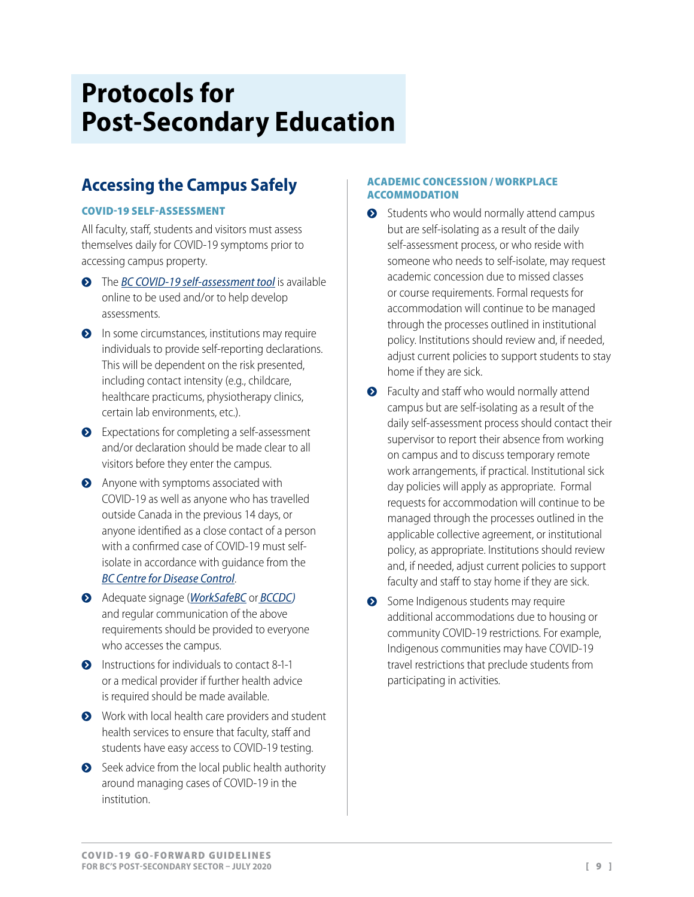# Protocols for Post-Secondary Education

## Accessing the Campus Safely

### COVID-19 SELF-ASSESSMENT

All faculty, staff, students and visitors must assess themselves daily for COVID-19 symptoms prior to accessing campus property.

- The *BC COVID-19 self-assessment tool* is available online to be used and/or to help develop assessments.
- In some circumstances, institutions may require individuals to provide self-reporting declarations. This will be dependent on the risk presented, including contact intensity (e.g., childcare, healthcare practicums, physiotherapy clinics, certain lab environments, etc.).
- Expectations for completing a self-assessment and/or declaration should be made clear to all visitors before they enter the campus.
- Anyone with symptoms associated with COVID-19 as well as anyone who has travelled outside Canada in the previous 14 days, or anyone identified as a close contact of a person with a confirmed case of COVID-19 must self-isolate in accordance with guidance from the *BC Centre for Disease Control*.
- Adequate signage (*WorkSafeBC* or *BCCDC*) and regular communication of the above requirements should be provided to everyone who accesses the campus.
- Instructions for individuals to contact 8-1-1 or a medical provider if further health advice is required should be made available.
- Work with local health care providers and student health services to ensure that faculty, staff and students have easy access to COVID-19 testing.
- Seek advice from the local public health authority around managing cases of COVID-19 in the institution.

### ACADEMIC CONCESSION / WORKPLACE ACCOMMODATION

- Students who would normally attend campus but are self-isolating as a result of the daily self-assessment process, or who reside with someone who needs to self-isolate, may request academic concession due to missed classes or course requirements. Formal requests for accommodation will continue to be managed through the processes outlined in institutional policy. Institutions should review and, if needed, adjust current policies to support students to stay home if they are sick.
- Faculty and staff who would normally attend campus but are self-isolating as a result of the daily self-assessment process should contact their supervisor to report their absence from working on campus and to discuss temporary remote work arrangements, if practical. Institutional sick day policies will apply as appropriate. Formal requests for accommodation will continue to be managed through the processes outlined in the applicable collective agreement, or institutional policy, as appropriate. Institutions should review and, if needed, adjust current policies to support faculty and staff to stay home if they are sick.
- Some Indigenous students may require additional accommodations due to housing or community COVID-19 restrictions. For example, Indigenous communities may have COVID-19 travel restrictions that preclude students from participating in activities.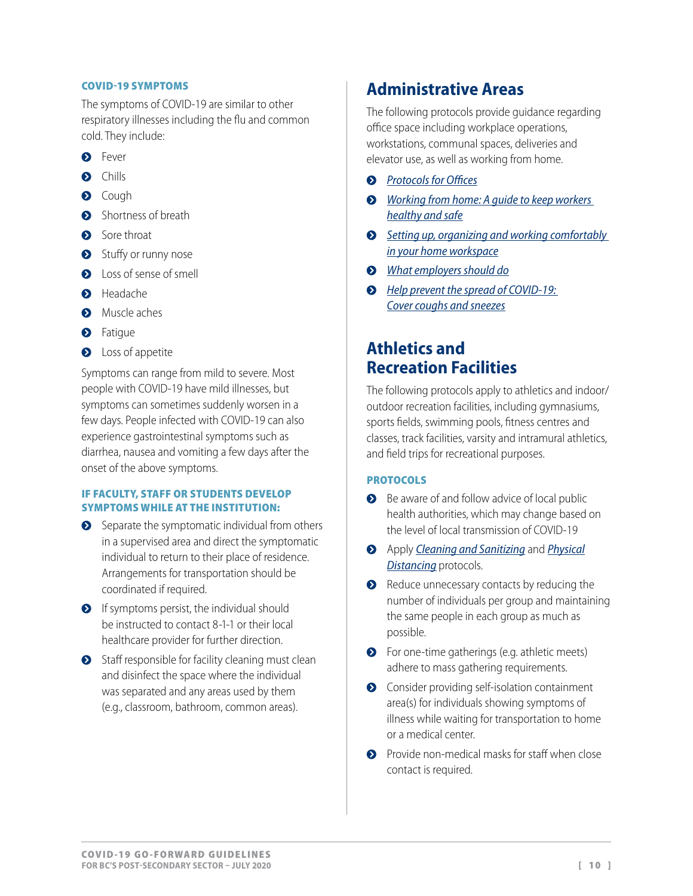### COVID-19 SYMPTOMS

The symptoms of COVID-19 are similar to other respiratory illnesses including the flu and common cold. They include:

- Fever
- Chills
- Cough
- Shortness of breath
- Sore throat
- Stuffy or runny nose
- Loss of sense of smell
- Headache
- Muscle aches
- Fatigue
- Loss of appetite

Symptoms can range from mild to severe. Most people with COVID-19 have mild illnesses, but symptoms can sometimes suddenly worsen in a few days. People infected with COVID-19 can also experience gastrointestinal symptoms such as diarrhea, nausea and vomiting a few days after the onset of the above symptoms.

### IF FACULTY, STAFF OR STUDENTS DEVELOP SYMPTOMS WHILE AT THE INSTITUTION:

- Separate the symptomatic individual from others in a supervised area and direct the symptomatic individual to return to their place of residence. Arrangements for transportation should be coordinated if required.
- If symptoms persist, the individual should be instructed to contact 8-1-1 or their local healthcare provider for further direction.
- Staff responsible for facility cleaning must clean and disinfect the space where the individual was separated and any areas used by them (e.g., classroom, bathroom, common areas).

## Administrative Areas

The following protocols provide guidance regarding office space including workplace operations, workstations, communal spaces, deliveries and elevator use, as well as working from home.

- *Protocols for Offices*
- *Working from home: A guide to keep workers healthy and safe*
- *Setting up, organizing and working comfortably in your home workspace*
- *What employers should do*
- *Help prevent the spread of COVID-19: Cover coughs and sneezes*

## Athletics and Recreation Facilities

The following protocols apply to athletics and indoor/outdoor recreation facilities, including gymnasiums, sports fields, swimming pools, fitness centres and classes, track facilities, varsity and intramural athletics, and field trips for recreational purposes.

### PROTOCOLS

- Be aware of and follow advice of local public health authorities, which may change based on the level of local transmission of COVID-19
- Apply *Cleaning and Sanitizing* and *Physical Distancing* protocols.
- Reduce unnecessary contacts by reducing the number of individuals per group and maintaining the same people in each group as much as possible.
- For one-time gatherings (e.g. athletic meets) adhere to mass gathering requirements.
- Consider providing self-isolation containment area(s) for individuals showing symptoms of illness while waiting for transportation to home or a medical center.
- Provide non-medical masks for staff when close contact is required.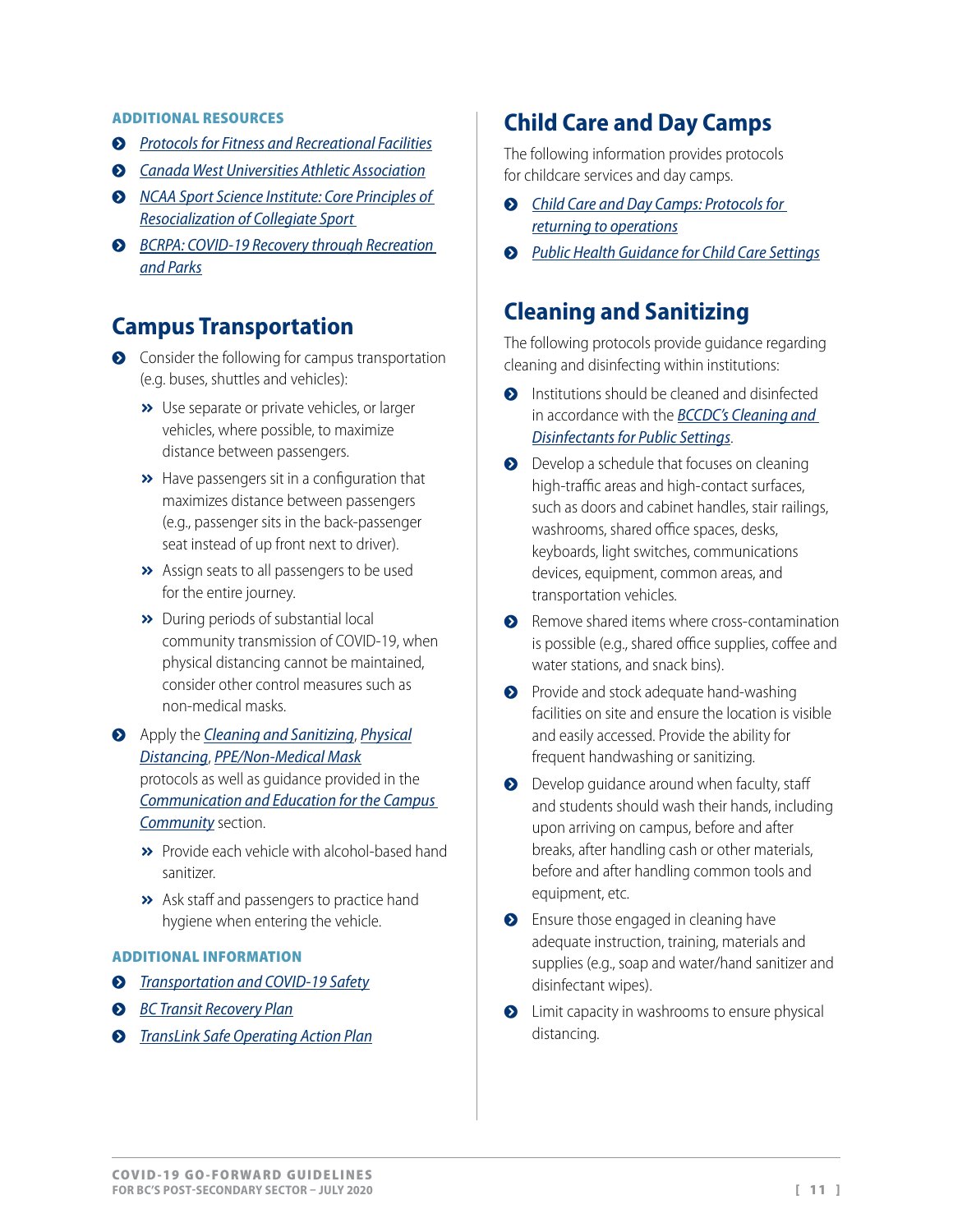#### ADDITIONAL RESOURCES

- *Protocols for Fitness and Recreational Facilities*
- *Canada West Universities Athletic Association*
- *NCAA Sport Science Institute: Core Principles of Resocialization of Collegiate Sport*
- *BCRPA: COVID-19 Recovery through Recreation and Parks*

## Campus Transportation

- Consider the following for campus transportation (e.g. buses, shuttles and vehicles):
  - Use separate or private vehicles, or larger vehicles, where possible, to maximize distance between passengers.
  - Have passengers sit in a configuration that maximizes distance between passengers (e.g., passenger sits in the back-passenger seat instead of up front next to driver).
  - Assign seats to all passengers to be used for the entire journey.
  - During periods of substantial local community transmission of COVID-19, when physical distancing cannot be maintained, consider other control measures such as non-medical masks.
- Apply the *Cleaning and Sanitizing*, *Physical Distancing*, *PPE/Non-Medical Mask* protocols as well as guidance provided in the *Communication and Education for the Campus Community* section.
  - Provide each vehicle with alcohol-based hand sanitizer.
  - Ask staff and passengers to practice hand hygiene when entering the vehicle.

#### ADDITIONAL INFORMATION

- *Transportation and COVID-19 Safety*
- *BC Transit Recovery Plan*
- *TransLink Safe Operating Action Plan*

## Child Care and Day Camps

The following information provides protocols for childcare services and day camps.

- *Child Care and Day Camps: Protocols for returning to operations*
- *Public Health Guidance for Child Care Settings*

## Cleaning and Sanitizing

The following protocols provide guidance regarding cleaning and disinfecting within institutions:

- Institutions should be cleaned and disinfected in accordance with the *BCCDC's Cleaning and Disinfectants for Public Settings*.
- Develop a schedule that focuses on cleaning high-traffic areas and high-contact surfaces, such as doors and cabinet handles, stair railings, washrooms, shared office spaces, desks, keyboards, light switches, communications devices, equipment, common areas, and transportation vehicles.
- Remove shared items where cross-contamination is possible (e.g., shared office supplies, coffee and water stations, and snack bins).
- Provide and stock adequate hand-washing facilities on site and ensure the location is visible and easily accessed. Provide the ability for frequent handwashing or sanitizing.
- Develop guidance around when faculty, staff and students should wash their hands, including upon arriving on campus, before and after breaks, after handling cash or other materials, before and after handling common tools and equipment, etc.
- Ensure those engaged in cleaning have adequate instruction, training, materials and supplies (e.g., soap and water/hand sanitizer and disinfectant wipes).
- Limit capacity in washrooms to ensure physical distancing.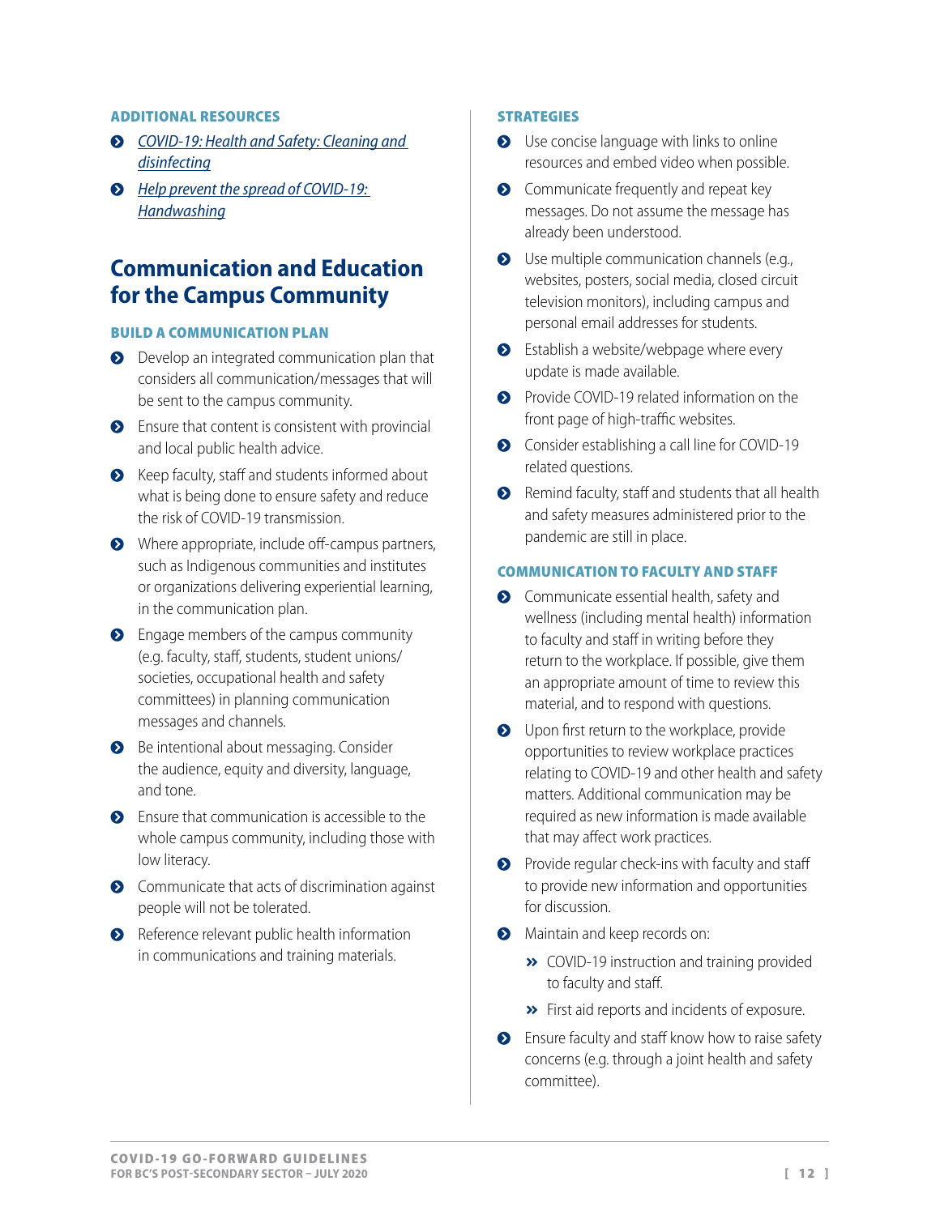### ADDITIONAL RESOURCES

- *COVID-19: Health and Safety: Cleaning and disinfecting*
- *Help prevent the spread of COVID-19: Handwashing*

## Communication and Education for the Campus Community

### BUILD A COMMUNICATION PLAN

- Develop an integrated communication plan that considers all communication/messages that will be sent to the campus community.
- Ensure that content is consistent with provincial and local public health advice.
- Keep faculty, staff and students informed about what is being done to ensure safety and reduce the risk of COVID-19 transmission.
- Where appropriate, include off-campus partners, such as Indigenous communities and institutes or organizations delivering experiential learning, in the communication plan.
- Engage members of the campus community (e.g. faculty, staff, students, student unions/societies, occupational health and safety committees) in planning communication messages and channels.
- Be intentional about messaging. Consider the audience, equity and diversity, language, and tone.
- Ensure that communication is accessible to the whole campus community, including those with low literacy.
- Communicate that acts of discrimination against people will not be tolerated.
- Reference relevant public health information in communications and training materials.

### STRATEGIES

- Use concise language with links to online resources and embed video when possible.
- Communicate frequently and repeat key messages. Do not assume the message has already been understood.
- Use multiple communication channels (e.g., websites, posters, social media, closed circuit television monitors), including campus and personal email addresses for students.
- Establish a website/webpage where every update is made available.
- Provide COVID-19 related information on the front page of high-traffic websites.
- Consider establishing a call line for COVID-19 related questions.
- Remind faculty, staff and students that all health and safety measures administered prior to the pandemic are still in place.

### COMMUNICATION TO FACULTY AND STAFF

- Communicate essential health, safety and wellness (including mental health) information to faculty and staff in writing before they return to the workplace. If possible, give them an appropriate amount of time to review this material, and to respond with questions.
- Upon first return to the workplace, provide opportunities to review workplace practices relating to COVID-19 and other health and safety matters. Additional communication may be required as new information is made available that may affect work practices.
- Provide regular check-ins with faculty and staff to provide new information and opportunities for discussion.
- Maintain and keep records on:
  - COVID-19 instruction and training provided to faculty and staff.
  - First aid reports and incidents of exposure.
- Ensure faculty and staff know how to raise safety concerns (e.g. through a joint health and safety committee).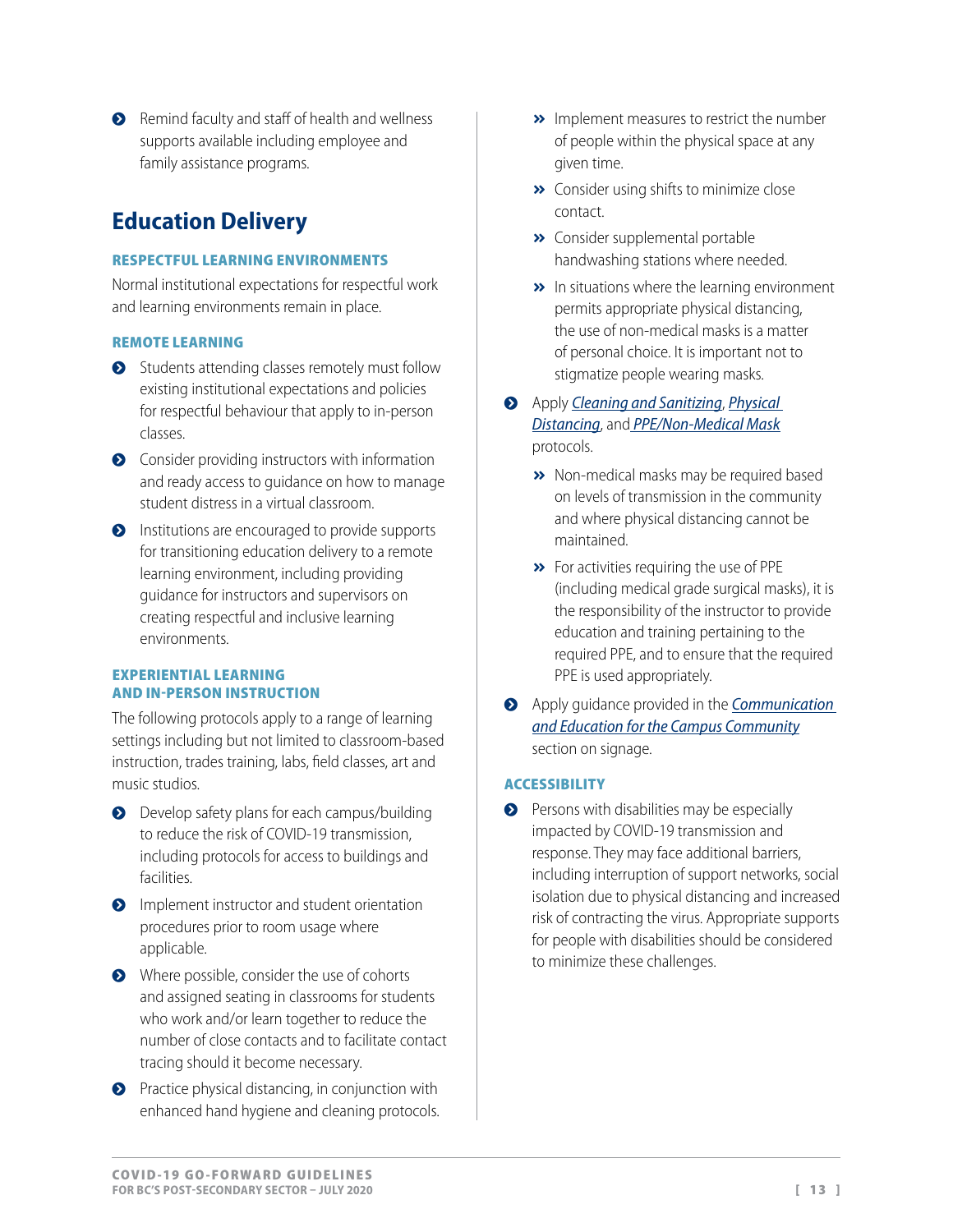- Remind faculty and staff of health and wellness supports available including employee and family assistance programs.

## Education Delivery

### RESPECTFUL LEARNING ENVIRONMENTS

Normal institutional expectations for respectful work and learning environments remain in place.

### REMOTE LEARNING

- Students attending classes remotely must follow existing institutional expectations and policies for respectful behaviour that apply to in-person classes.
- Consider providing instructors with information and ready access to guidance on how to manage student distress in a virtual classroom.
- Institutions are encouraged to provide supports for transitioning education delivery to a remote learning environment, including providing guidance for instructors and supervisors on creating respectful and inclusive learning environments.

### EXPERIENTIAL LEARNING AND IN-PERSON INSTRUCTION

The following protocols apply to a range of learning settings including but not limited to classroom-based instruction, trades training, labs, field classes, art and music studios.

- Develop safety plans for each campus/building to reduce the risk of COVID-19 transmission, including protocols for access to buildings and facilities.
- Implement instructor and student orientation procedures prior to room usage where applicable.
- Where possible, consider the use of cohorts and assigned seating in classrooms for students who work and/or learn together to reduce the number of close contacts and to facilitate contact tracing should it become necessary.
- Practice physical distancing, in conjunction with enhanced hand hygiene and cleaning protocols.
  - Implement measures to restrict the number of people within the physical space at any given time.
  - Consider using shifts to minimize close contact.
  - Consider supplemental portable handwashing stations where needed.
  - In situations where the learning environment permits appropriate physical distancing, the use of non-medical masks is a matter of personal choice. It is important not to stigmatize people wearing masks.
- Apply *Cleaning and Sanitizing*, *Physical Distancing*, and *PPE/Non-Medical Mask* protocols.
  - Non-medical masks may be required based on levels of transmission in the community and where physical distancing cannot be maintained.
  - For activities requiring the use of PPE (including medical grade surgical masks), it is the responsibility of the instructor to provide education and training pertaining to the required PPE, and to ensure that the required PPE is used appropriately.
- Apply guidance provided in the *Communication and Education for the Campus Community* section on signage.

### ACCESSIBILITY

- Persons with disabilities may be especially impacted by COVID-19 transmission and response. They may face additional barriers, including interruption of support networks, social isolation due to physical distancing and increased risk of contracting the virus. Appropriate supports for people with disabilities should be considered to minimize these challenges.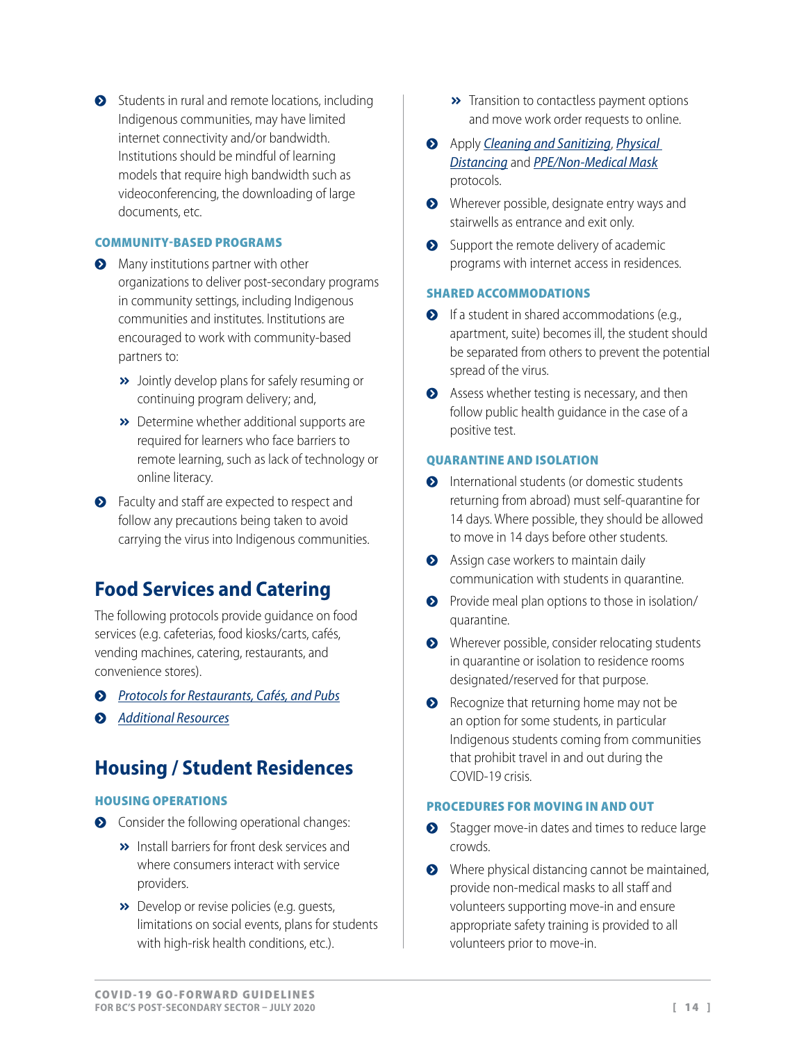- Students in rural and remote locations, including Indigenous communities, may have limited internet connectivity and/or bandwidth. Institutions should be mindful of learning models that require high bandwidth such as videoconferencing, the downloading of large documents, etc.

### COMMUNITY-BASED PROGRAMS

- Many institutions partner with other organizations to deliver post-secondary programs in community settings, including Indigenous communities and institutes. Institutions are encouraged to work with community-based partners to:
  - Jointly develop plans for safely resuming or continuing program delivery; and,
  - Determine whether additional supports are required for learners who face barriers to remote learning, such as lack of technology or online literacy.
- Faculty and staff are expected to respect and follow any precautions being taken to avoid carrying the virus into Indigenous communities.

## Food Services and Catering

The following protocols provide guidance on food services (e.g. cafeterias, food kiosks/carts, cafés, vending machines, catering, restaurants, and convenience stores).

- *Protocols for Restaurants, Cafés, and Pubs*
- *Additional Resources*

## Housing / Student Residences

### HOUSING OPERATIONS

- Consider the following operational changes:
  - Install barriers for front desk services and where consumers interact with service providers.
  - Develop or revise policies (e.g. guests, limitations on social events, plans for students with high-risk health conditions, etc.).
  - Transition to contactless payment options and move work order requests to online.
- Apply *Cleaning and Sanitizing*, *Physical Distancing* and *PPE/Non-Medical Mask* protocols.
- Wherever possible, designate entry ways and stairwells as entrance and exit only.
- Support the remote delivery of academic programs with internet access in residences.

### SHARED ACCOMMODATIONS

- If a student in shared accommodations (e.g., apartment, suite) becomes ill, the student should be separated from others to prevent the potential spread of the virus.
- Assess whether testing is necessary, and then follow public health guidance in the case of a positive test.

### QUARANTINE AND ISOLATION

- International students (or domestic students returning from abroad) must self-quarantine for 14 days. Where possible, they should be allowed to move in 14 days before other students.
- Assign case workers to maintain daily communication with students in quarantine.
- Provide meal plan options to those in isolation/quarantine.
- Wherever possible, consider relocating students in quarantine or isolation to residence rooms designated/reserved for that purpose.
- Recognize that returning home may not be an option for some students, in particular Indigenous students coming from communities that prohibit travel in and out during the COVID-19 crisis.

### PROCEDURES FOR MOVING IN AND OUT

- Stagger move-in dates and times to reduce large crowds.
- Where physical distancing cannot be maintained, provide non-medical masks to all staff and volunteers supporting move-in and ensure appropriate safety training is provided to all volunteers prior to move-in.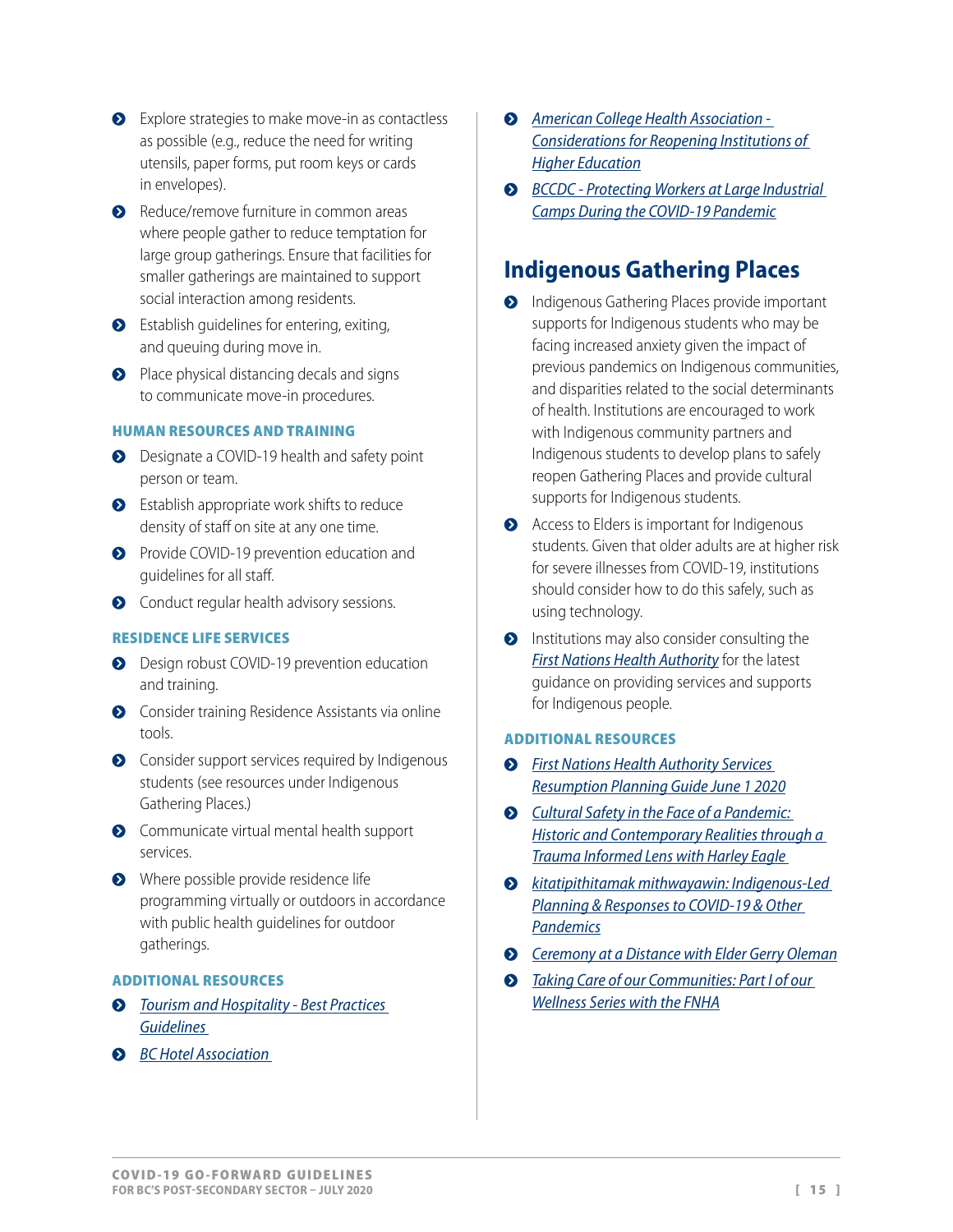- Explore strategies to make move-in as contactless as possible (e.g., reduce the need for writing utensils, paper forms, put room keys or cards in envelopes).
- Reduce/remove furniture in common areas where people gather to reduce temptation for large group gatherings. Ensure that facilities for smaller gatherings are maintained to support social interaction among residents.
- Establish guidelines for entering, exiting, and queuing during move in.
- Place physical distancing decals and signs to communicate move-in procedures.

#### HUMAN RESOURCES AND TRAINING

- Designate a COVID-19 health and safety point person or team.
- Establish appropriate work shifts to reduce density of staff on site at any one time.
- Provide COVID-19 prevention education and guidelines for all staff.
- Conduct regular health advisory sessions.

#### RESIDENCE LIFE SERVICES

- Design robust COVID-19 prevention education and training.
- Consider training Residence Assistants via online tools.
- Consider support services required by Indigenous students (see resources under Indigenous Gathering Places.)
- Communicate virtual mental health support services.
- Where possible provide residence life programming virtually or outdoors in accordance with public health guidelines for outdoor gatherings.

#### ADDITIONAL RESOURCES

- *Tourism and Hospitality - Best Practices Guidelines*
- *BC Hotel Association*
- *American College Health Association - Considerations for Reopening Institutions of Higher Education*
- *BCCDC - Protecting Workers at Large Industrial Camps During the COVID-19 Pandemic*

## Indigenous Gathering Places

- Indigenous Gathering Places provide important supports for Indigenous students who may be facing increased anxiety given the impact of previous pandemics on Indigenous communities, and disparities related to the social determinants of health. Institutions are encouraged to work with Indigenous community partners and Indigenous students to develop plans to safely reopen Gathering Places and provide cultural supports for Indigenous students.
- Access to Elders is important for Indigenous students. Given that older adults are at higher risk for severe illnesses from COVID-19, institutions should consider how to do this safely, such as using technology.
- Institutions may also consider consulting the *First Nations Health Authority* for the latest guidance on providing services and supports for Indigenous people.

#### ADDITIONAL RESOURCES

- *First Nations Health Authority Services Resumption Planning Guide June 1 2020*
- *Cultural Safety in the Face of a Pandemic: Historic and Contemporary Realities through a Trauma Informed Lens with Harley Eagle*
- *kitatipithitamak mithwayawin: Indigenous-Led Planning & Responses to COVID-19 & Other Pandemics*
- *Ceremony at a Distance with Elder Gerry Oleman*
- *Taking Care of our Communities: Part I of our Wellness Series with the FNHA*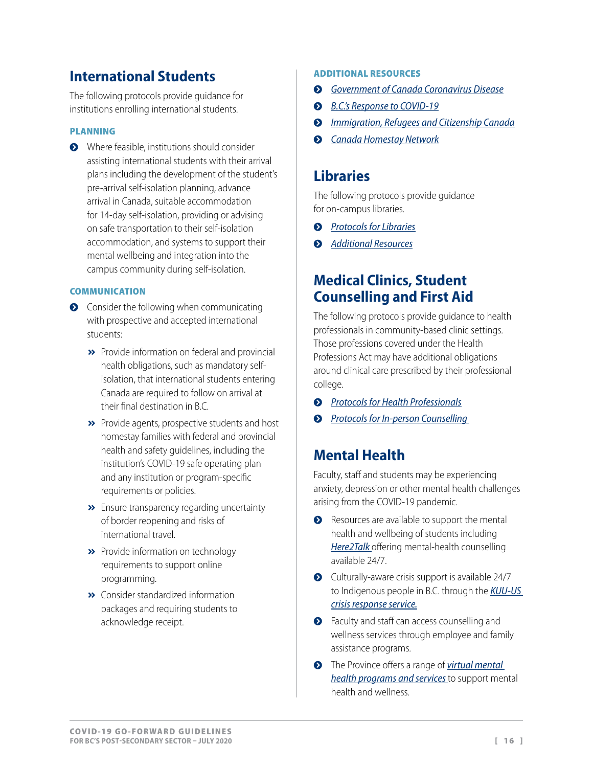## International Students

The following protocols provide guidance for institutions enrolling international students.

### PLANNING

- Where feasible, institutions should consider assisting international students with their arrival plans including the development of the student's pre-arrival self-isolation planning, advance arrival in Canada, suitable accommodation for 14-day self-isolation, providing or advising on safe transportation to their self-isolation accommodation, and systems to support their mental wellbeing and integration into the campus community during self-isolation.

### COMMUNICATION

- Consider the following when communicating with prospective and accepted international students:
  - Provide information on federal and provincial health obligations, such as mandatory self-isolation, that international students entering Canada are required to follow on arrival at their final destination in B.C.
  - Provide agents, prospective students and host homestay families with federal and provincial health and safety guidelines, including the institution's COVID-19 safe operating plan and any institution or program-specific requirements or policies.
  - Ensure transparency regarding uncertainty of border reopening and risks of international travel.
  - Provide information on technology requirements to support online programming.
  - Consider standardized information packages and requiring students to acknowledge receipt.

### ADDITIONAL RESOURCES

- *Government of Canada Coronavirus Disease*
- *B.C.'s Response to COVID-19*
- *Immigration, Refugees and Citizenship Canada*
- *Canada Homestay Network*

## Libraries

The following protocols provide guidance for on-campus libraries.

- *Protocols for Libraries*
- *Additional Resources*

## Medical Clinics, Student Counselling and First Aid

The following protocols provide guidance to health professionals in community-based clinic settings. Those professions covered under the Health Professions Act may have additional obligations around clinical care prescribed by their professional college.

- *Protocols for Health Professionals*
- *Protocols for In-person Counselling*

## Mental Health

Faculty, staff and students may be experiencing anxiety, depression or other mental health challenges arising from the COVID-19 pandemic.

- Resources are available to support the mental health and wellbeing of students including *Here2Talk* offering mental-health counselling available 24/7.
- Culturally-aware crisis support is available 24/7 to Indigenous people in B.C. through the *KUU-US crisis response service.*
- Faculty and staff can access counselling and wellness services through employee and family assistance programs.
- The Province offers a range of *virtual mental health programs and services* to support mental health and wellness.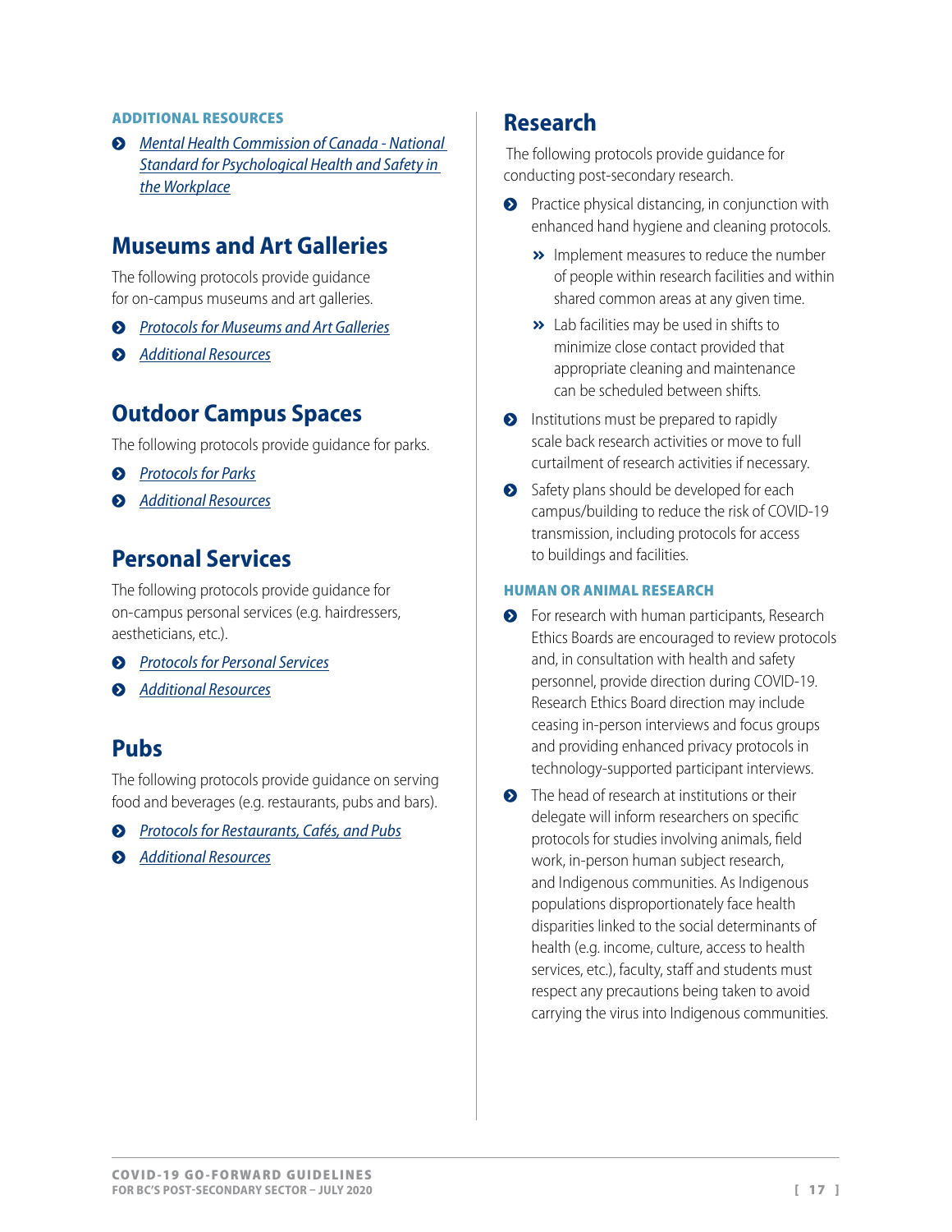#### ADDITIONAL RESOURCES

- *Mental Health Commission of Canada - National Standard for Psychological Health and Safety in the Workplace*

## Museums and Art Galleries

The following protocols provide guidance for on-campus museums and art galleries.

- *Protocols for Museums and Art Galleries*
- *Additional Resources*

## Outdoor Campus Spaces

The following protocols provide guidance for parks.

- *Protocols for Parks*
- *Additional Resources*

## Personal Services

The following protocols provide guidance for on-campus personal services (e.g. hairdressers, aestheticians, etc.).

- *Protocols for Personal Services*
- *Additional Resources*

## Pubs

The following protocols provide guidance on serving food and beverages (e.g. restaurants, pubs and bars).

- *Protocols for Restaurants, Cafés, and Pubs*
- *Additional Resources*

## Research

The following protocols provide guidance for conducting post-secondary research.

- Practice physical distancing, in conjunction with enhanced hand hygiene and cleaning protocols.
  - Implement measures to reduce the number of people within research facilities and within shared common areas at any given time.
  - Lab facilities may be used in shifts to minimize close contact provided that appropriate cleaning and maintenance can be scheduled between shifts.
- Institutions must be prepared to rapidly scale back research activities or move to full curtailment of research activities if necessary.
- Safety plans should be developed for each campus/building to reduce the risk of COVID-19 transmission, including protocols for access to buildings and facilities.

#### HUMAN OR ANIMAL RESEARCH

- For research with human participants, Research Ethics Boards are encouraged to review protocols and, in consultation with health and safety personnel, provide direction during COVID-19. Research Ethics Board direction may include ceasing in-person interviews and focus groups and providing enhanced privacy protocols in technology-supported participant interviews.
- The head of research at institutions or their delegate will inform researchers on specific protocols for studies involving animals, field work, in-person human subject research, and Indigenous communities. As Indigenous populations disproportionately face health disparities linked to the social determinants of health (e.g. income, culture, access to health services, etc.), faculty, staff and students must respect any precautions being taken to avoid carrying the virus into Indigenous communities.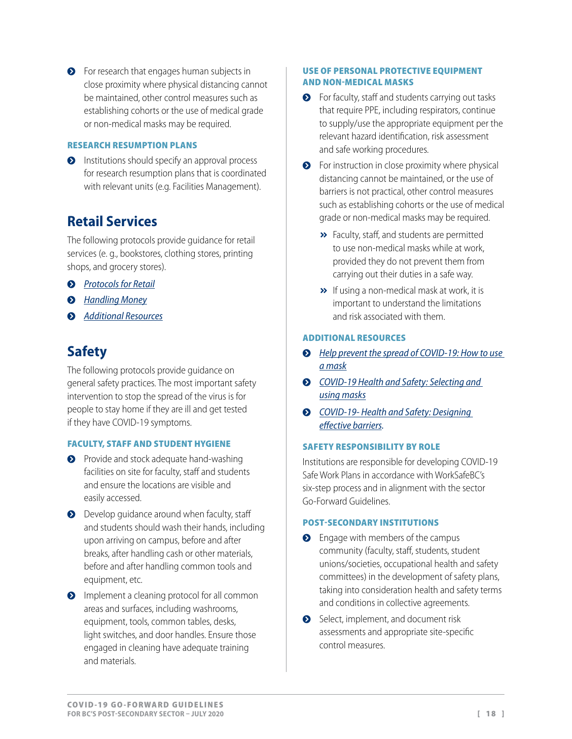- For research that engages human subjects in close proximity where physical distancing cannot be maintained, other control measures such as establishing cohorts or the use of medical grade or non-medical masks may be required.

### RESEARCH RESUMPTION PLANS

- Institutions should specify an approval process for research resumption plans that is coordinated with relevant units (e.g. Facilities Management).

## Retail Services

The following protocols provide guidance for retail services (e. g., bookstores, clothing stores, printing shops, and grocery stores).

- *Protocols for Retail*
- *Handling Money*
- *Additional Resources*

## Safety

The following protocols provide guidance on general safety practices. The most important safety intervention to stop the spread of the virus is for people to stay home if they are ill and get tested if they have COVID-19 symptoms.

### FACULTY, STAFF AND STUDENT HYGIENE

- Provide and stock adequate hand-washing facilities on site for faculty, staff and students and ensure the locations are visible and easily accessed.
- Develop guidance around when faculty, staff and students should wash their hands, including upon arriving on campus, before and after breaks, after handling cash or other materials, before and after handling common tools and equipment, etc.
- Implement a cleaning protocol for all common areas and surfaces, including washrooms, equipment, tools, common tables, desks, light switches, and door handles. Ensure those engaged in cleaning have adequate training and materials.

### USE OF PERSONAL PROTECTIVE EQUIPMENT AND NON-MEDICAL MASKS

- For faculty, staff and students carrying out tasks that require PPE, including respirators, continue to supply/use the appropriate equipment per the relevant hazard identification, risk assessment and safe working procedures.
- For instruction in close proximity where physical distancing cannot be maintained, or the use of barriers is not practical, other control measures such as establishing cohorts or the use of medical grade or non-medical masks may be required.
  - Faculty, staff, and students are permitted to use non-medical masks while at work, provided they do not prevent them from carrying out their duties in a safe way.
  - If using a non-medical mask at work, it is important to understand the limitations and risk associated with them.

### ADDITIONAL RESOURCES

- *Help prevent the spread of COVID-19: How to use a mask*
- *COVID-19 Health and Safety: Selecting and using masks*
- *COVID-19- Health and Safety: Designing effective barriers.*

### SAFETY RESPONSIBILITY BY ROLE

Institutions are responsible for developing COVID-19 Safe Work Plans in accordance with WorkSafeBC's six-step process and in alignment with the sector Go-Forward Guidelines.

### POST-SECONDARY INSTITUTIONS

- Engage with members of the campus community (faculty, staff, students, student unions/societies, occupational health and safety committees) in the development of safety plans, taking into consideration health and safety terms and conditions in collective agreements.
- Select, implement, and document risk assessments and appropriate site-specific control measures.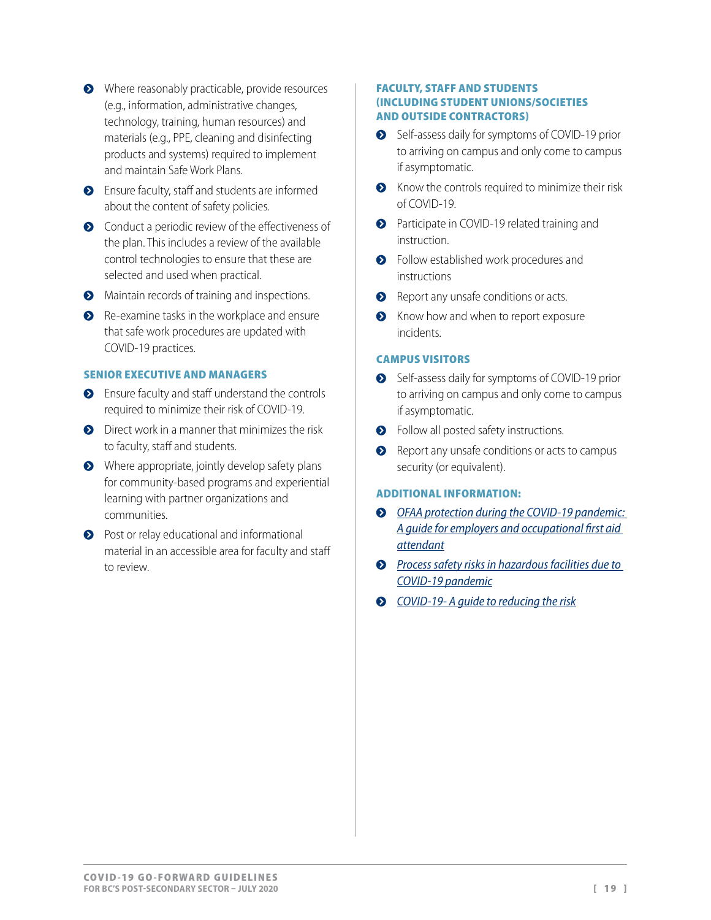- Where reasonably practicable, provide resources (e.g., information, administrative changes, technology, training, human resources) and materials (e.g., PPE, cleaning and disinfecting products and systems) required to implement and maintain Safe Work Plans.
- Ensure faculty, staff and students are informed about the content of safety policies.
- Conduct a periodic review of the effectiveness of the plan. This includes a review of the available control technologies to ensure that these are selected and used when practical.
- Maintain records of training and inspections.
- Re-examine tasks in the workplace and ensure that safe work procedures are updated with COVID-19 practices.

### SENIOR EXECUTIVE AND MANAGERS

- Ensure faculty and staff understand the controls required to minimize their risk of COVID-19.
- Direct work in a manner that minimizes the risk to faculty, staff and students.
- Where appropriate, jointly develop safety plans for community-based programs and experiential learning with partner organizations and communities.
- Post or relay educational and informational material in an accessible area for faculty and staff to review.

### FACULTY, STAFF AND STUDENTS (INCLUDING STUDENT UNIONS/SOCIETIES AND OUTSIDE CONTRACTORS)

- Self-assess daily for symptoms of COVID-19 prior to arriving on campus and only come to campus if asymptomatic.
- Know the controls required to minimize their risk of COVID-19.
- Participate in COVID-19 related training and instruction.
- Follow established work procedures and instructions
- Report any unsafe conditions or acts.
- Know how and when to report exposure incidents.

### CAMPUS VISITORS

- Self-assess daily for symptoms of COVID-19 prior to arriving on campus and only come to campus if asymptomatic.
- Follow all posted safety instructions.
- Report any unsafe conditions or acts to campus security (or equivalent).

### ADDITIONAL INFORMATION:

- *OFAA protection during the COVID-19 pandemic: A guide for employers and occupational first aid attendant*
- *Process safety risks in hazardous facilities due to COVID-19 pandemic*
- *COVID-19- A guide to reducing the risk*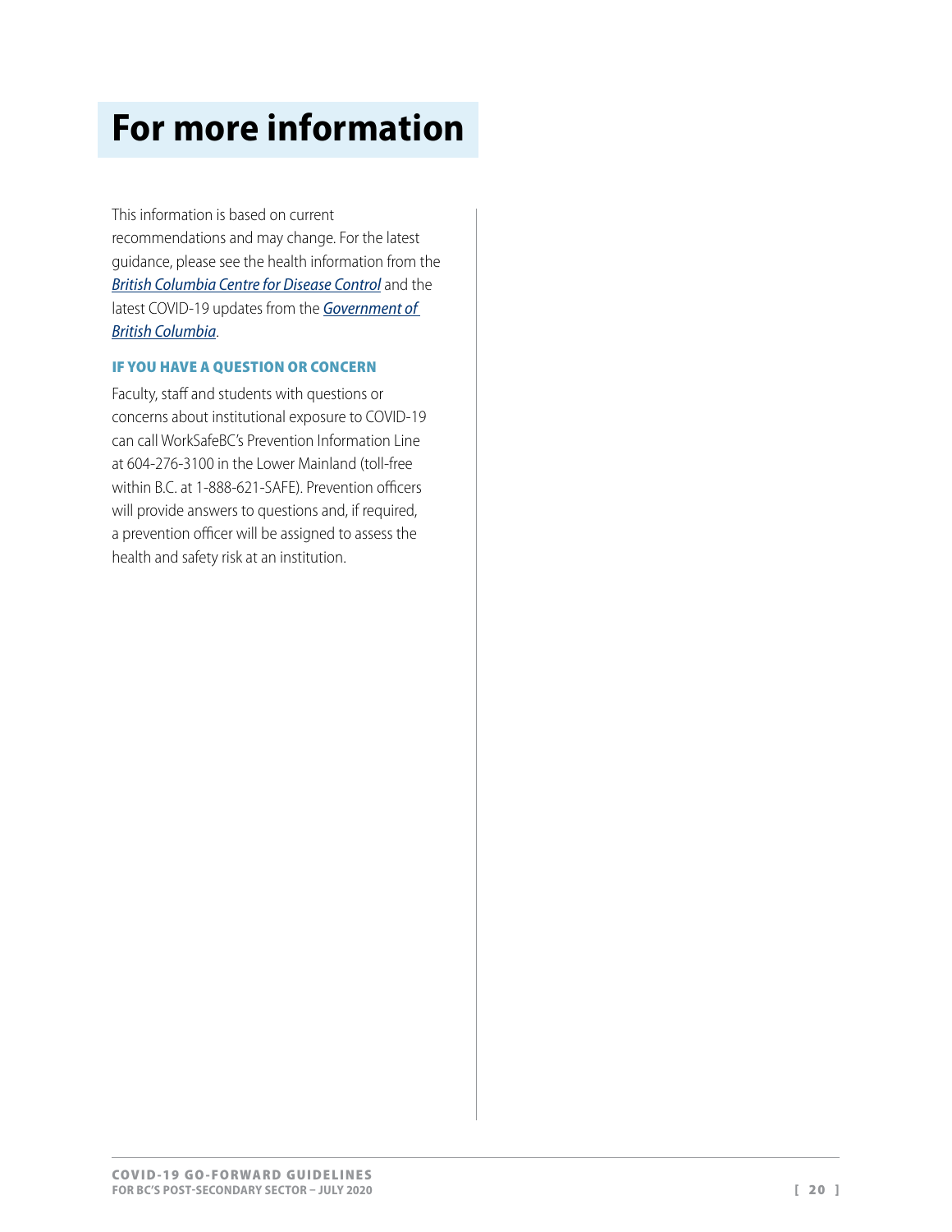# For more information

This information is based on current recommendations and may change. For the latest guidance, please see the health information from the *British Columbia Centre for Disease Control* and the latest COVID-19 updates from the *Government of British Columbia*.

### IF YOU HAVE A QUESTION OR CONCERN

Faculty, staff and students with questions or concerns about institutional exposure to COVID-19 can call WorkSafeBC's Prevention Information Line at 604-276-3100 in the Lower Mainland (toll-free within B.C. at 1-888-621-SAFE). Prevention officers will provide answers to questions and, if required, a prevention officer will be assigned to assess the health and safety risk at an institution.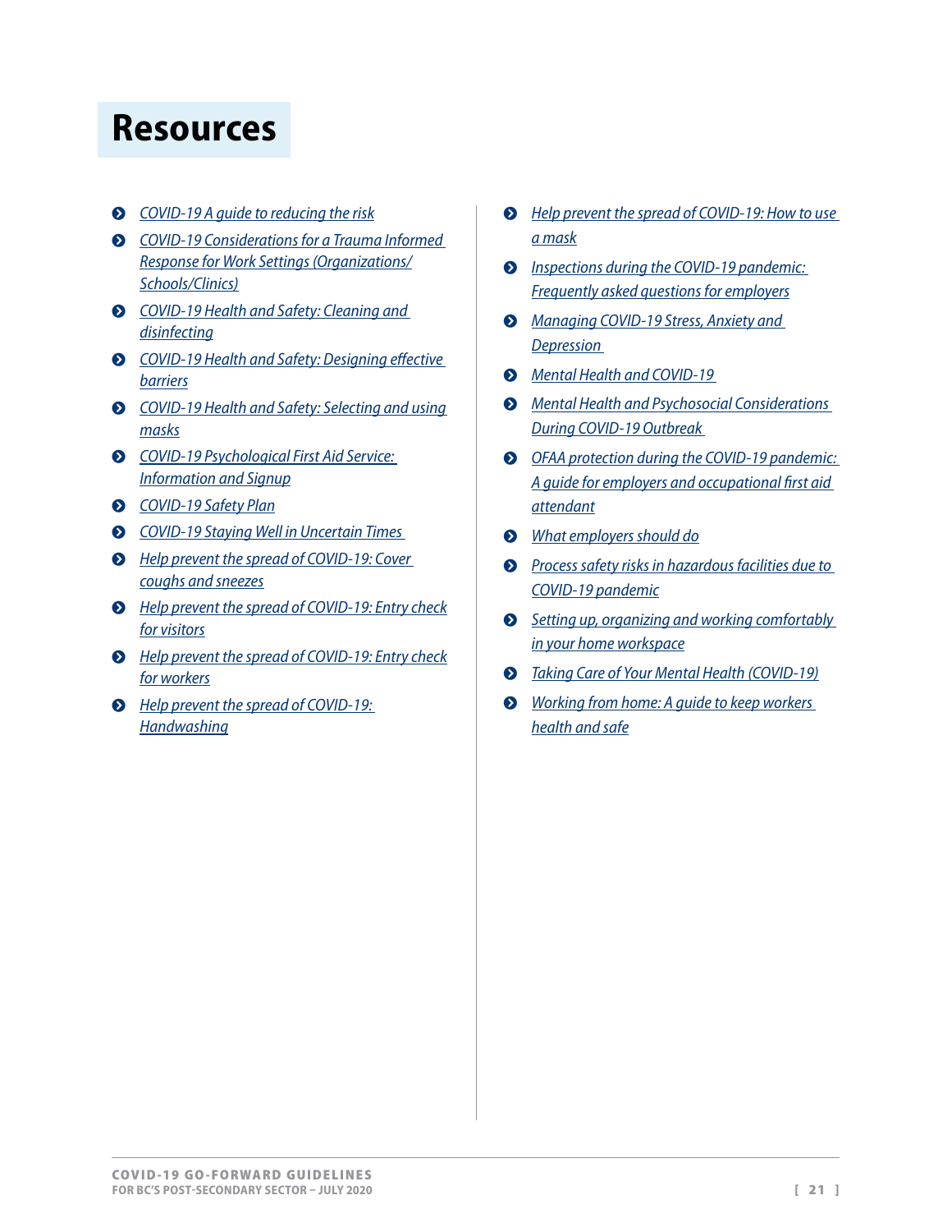# Resources

- COVID-19 A guide to reducing the risk
- COVID-19 Considerations for a Trauma Informed Response for Work Settings (Organizations/Schools/Clinics)
- COVID-19 Health and Safety: Cleaning and disinfecting
- COVID-19 Health and Safety: Designing effective barriers
- COVID-19 Health and Safety: Selecting and using masks
- COVID-19 Psychological First Aid Service: Information and Signup
- COVID-19 Safety Plan
- COVID-19 Staying Well in Uncertain Times
- Help prevent the spread of COVID-19: Cover coughs and sneezes
- Help prevent the spread of COVID-19: Entry check for visitors
- Help prevent the spread of COVID-19: Entry check for workers
- Help prevent the spread of COVID-19: Handwashing
- Help prevent the spread of COVID-19: How to use a mask
- Inspections during the COVID-19 pandemic: Frequently asked questions for employers
- Managing COVID-19 Stress, Anxiety and Depression
- Mental Health and COVID-19
- Mental Health and Psychosocial Considerations During COVID-19 Outbreak
- OFAA protection during the COVID-19 pandemic: A guide for employers and occupational first aid attendant
- What employers should do
- Process safety risks in hazardous facilities due to COVID-19 pandemic
- Setting up, organizing and working comfortably in your home workspace
- Taking Care of Your Mental Health (COVID-19)
- Working from home: A guide to keep workers health and safe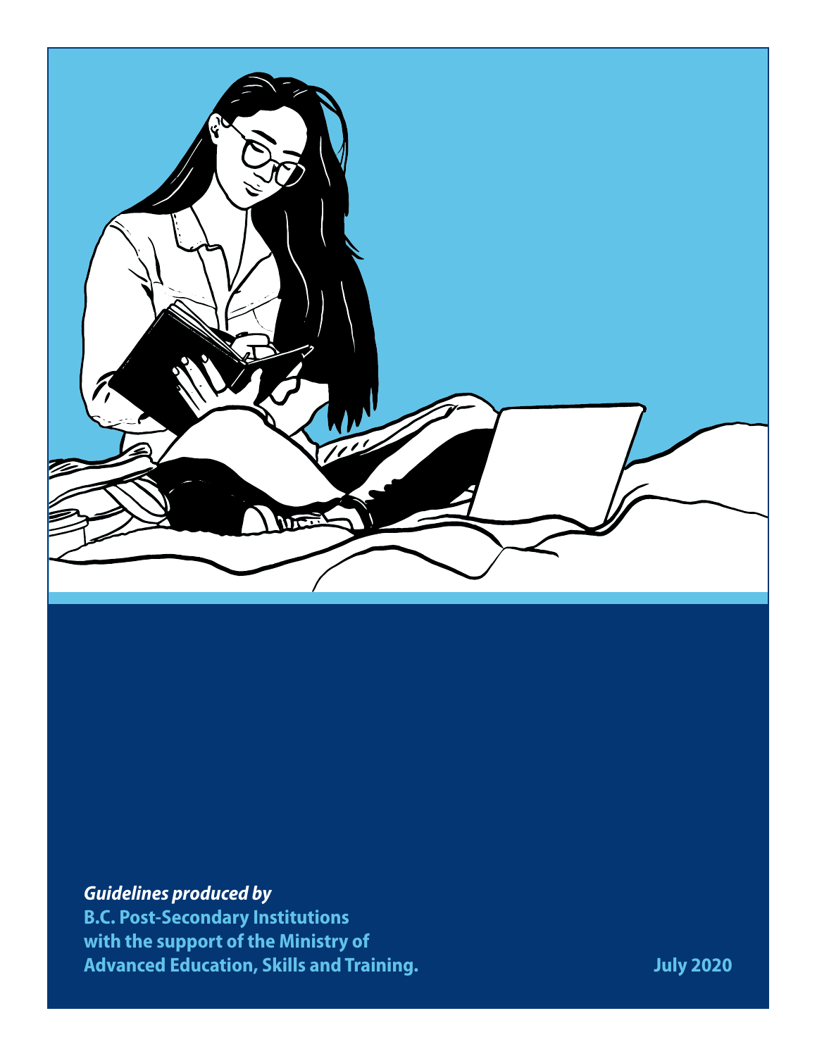***Guidelines produced by***
**B.C. Post-Secondary Institutions**
**with the support of the Ministry of**
**Advanced Education, Skills and Training.**

**July 2020**